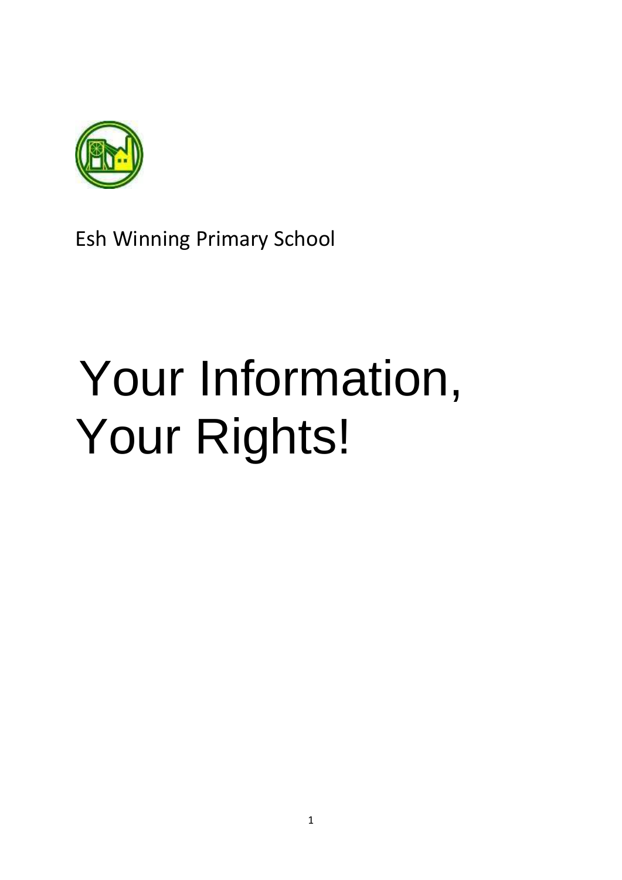Esh Winning Primary School

# Your Information, Your Rights!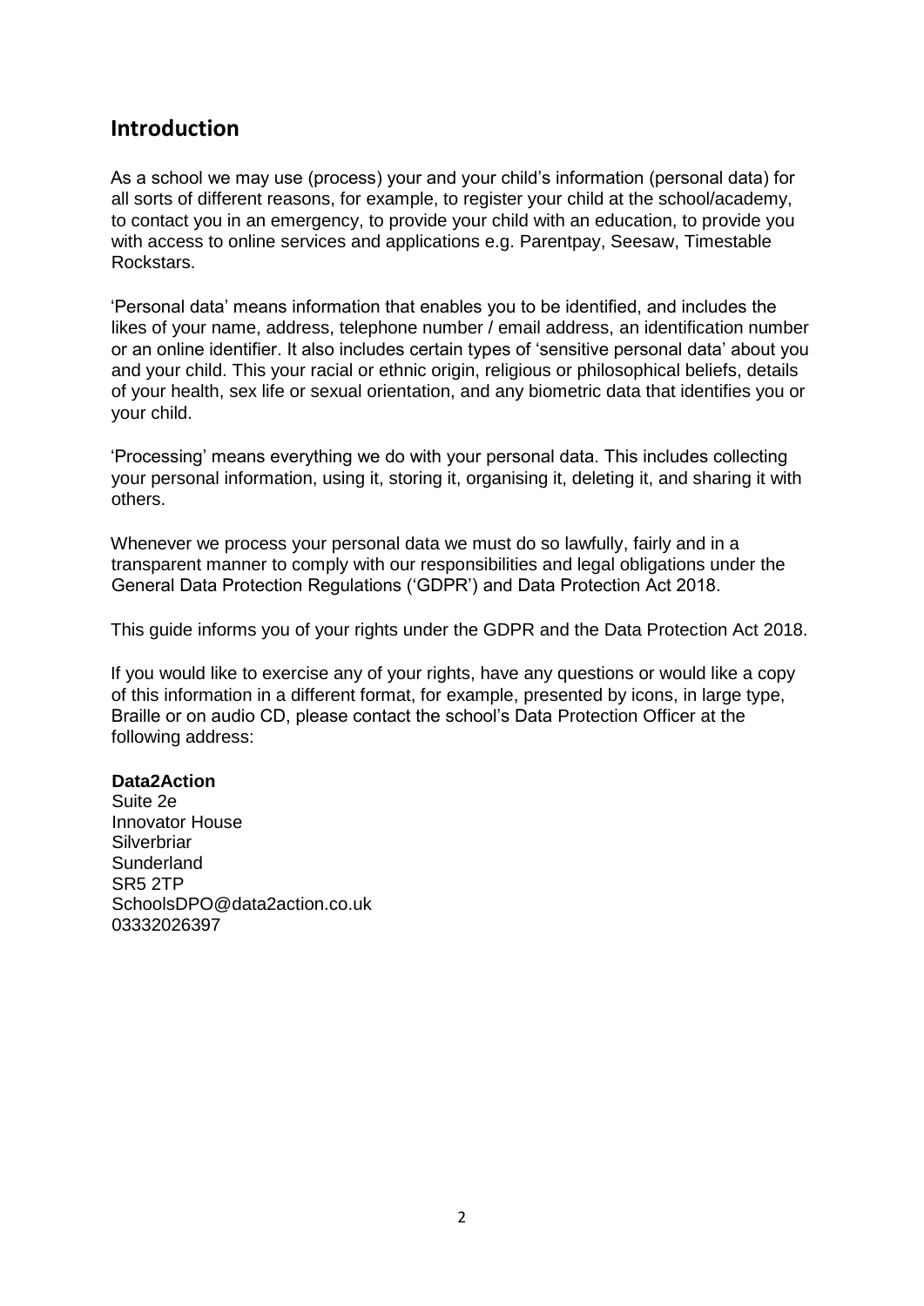## Introduction

As a school we may use (process) your and your child's information (personal data) for all sorts of different reasons, for example, to register your child at the school/academy, to contact you in an emergency, to provide your child with an education, to provide you with access to online services and applications e.g. Parentpay, Seesaw, Timestable Rockstars.

'Personal data' means information that enables you to be identified, and includes the likes of your name, address, telephone number / email address, an identification number or an online identifier. It also includes certain types of 'sensitive personal data' about you and your child. This your racial or ethnic origin, religious or philosophical beliefs, details of your health, sex life or sexual orientation, and any biometric data that identifies you or your child.

'Processing' means everything we do with your personal data. This includes collecting your personal information, using it, storing it, organising it, deleting it, and sharing it with others.

Whenever we process your personal data we must do so lawfully, fairly and in a transparent manner to comply with our responsibilities and legal obligations under the General Data Protection Regulations ('GDPR') and Data Protection Act 2018.

This guide informs you of your rights under the GDPR and the Data Protection Act 2018.

If you would like to exercise any of your rights, have any questions or would like a copy of this information in a different format, for example, presented by icons, in large type, Braille or on audio CD, please contact the school's Data Protection Officer at the following address:

**Data2Action**
Suite 2e
Innovator House
Silverbriar
Sunderland
SR5 2TP
SchoolsDPO@data2action.co.uk
03332026397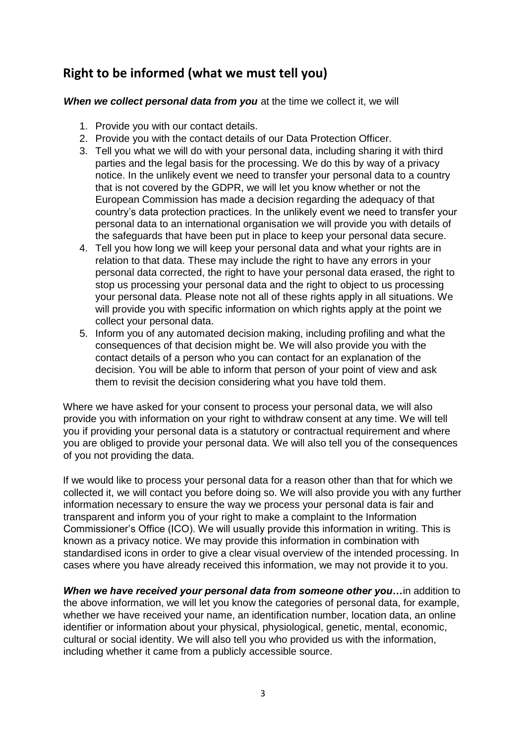## Right to be informed (what we must tell you)

***When we collect personal data from you*** at the time we collect it, we will

1. Provide you with our contact details.
2. Provide you with the contact details of our Data Protection Officer.
3. Tell you what we will do with your personal data, including sharing it with third parties and the legal basis for the processing. We do this by way of a privacy notice. In the unlikely event we need to transfer your personal data to a country that is not covered by the GDPR, we will let you know whether or not the European Commission has made a decision regarding the adequacy of that country's data protection practices. In the unlikely event we need to transfer your personal data to an international organisation we will provide you with details of the safeguards that have been put in place to keep your personal data secure.
4. Tell you how long we will keep your personal data and what your rights are in relation to that data. These may include the right to have any errors in your personal data corrected, the right to have your personal data erased, the right to stop us processing your personal data and the right to object to us processing your personal data. Please note not all of these rights apply in all situations. We will provide you with specific information on which rights apply at the point we collect your personal data.
5. Inform you of any automated decision making, including profiling and what the consequences of that decision might be. We will also provide you with the contact details of a person who you can contact for an explanation of the decision. You will be able to inform that person of your point of view and ask them to revisit the decision considering what you have told them.

Where we have asked for your consent to process your personal data, we will also provide you with information on your right to withdraw consent at any time. We will tell you if providing your personal data is a statutory or contractual requirement and where you are obliged to provide your personal data. We will also tell you of the consequences of you not providing the data.

If we would like to process your personal data for a reason other than that for which we collected it, we will contact you before doing so. We will also provide you with any further information necessary to ensure the way we process your personal data is fair and transparent and inform you of your right to make a complaint to the Information Commissioner's Office (ICO). We will usually provide this information in writing. This is known as a privacy notice. We may provide this information in combination with standardised icons in order to give a clear visual overview of the intended processing. In cases where you have already received this information, we may not provide it to you.

***When we have received your personal data from someone other you…***in addition to the above information, we will let you know the categories of personal data, for example, whether we have received your name, an identification number, location data, an online identifier or information about your physical, physiological, genetic, mental, economic, cultural or social identity. We will also tell you who provided us with the information, including whether it came from a publicly accessible source.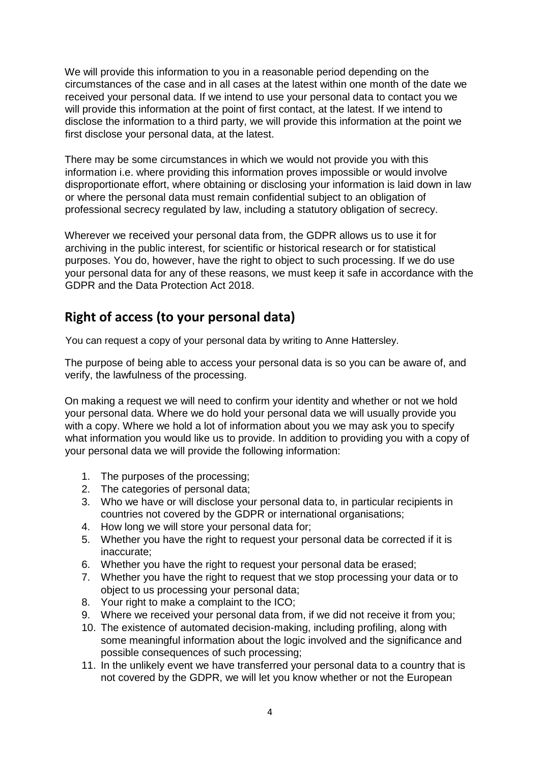We will provide this information to you in a reasonable period depending on the circumstances of the case and in all cases at the latest within one month of the date we received your personal data. If we intend to use your personal data to contact you we will provide this information at the point of first contact, at the latest. If we intend to disclose the information to a third party, we will provide this information at the point we first disclose your personal data, at the latest.

There may be some circumstances in which we would not provide you with this information i.e. where providing this information proves impossible or would involve disproportionate effort, where obtaining or disclosing your information is laid down in law or where the personal data must remain confidential subject to an obligation of professional secrecy regulated by law, including a statutory obligation of secrecy.

Wherever we received your personal data from, the GDPR allows us to use it for archiving in the public interest, for scientific or historical research or for statistical purposes. You do, however, have the right to object to such processing. If we do use your personal data for any of these reasons, we must keep it safe in accordance with the GDPR and the Data Protection Act 2018.

## Right of access (to your personal data)

You can request a copy of your personal data by writing to Anne Hattersley.

The purpose of being able to access your personal data is so you can be aware of, and verify, the lawfulness of the processing.

On making a request we will need to confirm your identity and whether or not we hold your personal data. Where we do hold your personal data we will usually provide you with a copy. Where we hold a lot of information about you we may ask you to specify what information you would like us to provide. In addition to providing you with a copy of your personal data we will provide the following information:

1. The purposes of the processing;
2. The categories of personal data;
3. Who we have or will disclose your personal data to, in particular recipients in countries not covered by the GDPR or international organisations;
4. How long we will store your personal data for;
5. Whether you have the right to request your personal data be corrected if it is inaccurate;
6. Whether you have the right to request your personal data be erased;
7. Whether you have the right to request that we stop processing your data or to object to us processing your personal data;
8. Your right to make a complaint to the ICO;
9. Where we received your personal data from, if we did not receive it from you;
10. The existence of automated decision-making, including profiling, along with some meaningful information about the logic involved and the significance and possible consequences of such processing;
11. In the unlikely event we have transferred your personal data to a country that is not covered by the GDPR, we will let you know whether or not the European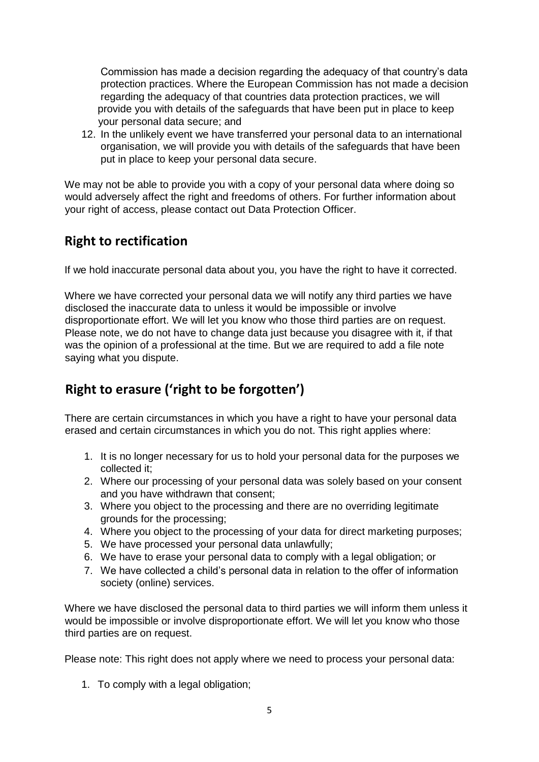Commission has made a decision regarding the adequacy of that country's data protection practices. Where the European Commission has not made a decision regarding the adequacy of that countries data protection practices, we will provide you with details of the safeguards that have been put in place to keep your personal data secure; and

12. In the unlikely event we have transferred your personal data to an international organisation, we will provide you with details of the safeguards that have been put in place to keep your personal data secure.

We may not be able to provide you with a copy of your personal data where doing so would adversely affect the right and freedoms of others. For further information about your right of access, please contact out Data Protection Officer.

## Right to rectification

If we hold inaccurate personal data about you, you have the right to have it corrected.

Where we have corrected your personal data we will notify any third parties we have disclosed the inaccurate data to unless it would be impossible or involve disproportionate effort. We will let you know who those third parties are on request. Please note, we do not have to change data just because you disagree with it, if that was the opinion of a professional at the time. But we are required to add a file note saying what you dispute.

## Right to erasure ('right to be forgotten')

There are certain circumstances in which you have a right to have your personal data erased and certain circumstances in which you do not. This right applies where:

1. It is no longer necessary for us to hold your personal data for the purposes we collected it;
2. Where our processing of your personal data was solely based on your consent and you have withdrawn that consent;
3. Where you object to the processing and there are no overriding legitimate grounds for the processing;
4. Where you object to the processing of your data for direct marketing purposes;
5. We have processed your personal data unlawfully;
6. We have to erase your personal data to comply with a legal obligation; or
7. We have collected a child's personal data in relation to the offer of information society (online) services.

Where we have disclosed the personal data to third parties we will inform them unless it would be impossible or involve disproportionate effort. We will let you know who those third parties are on request.

Please note: This right does not apply where we need to process your personal data:

1. To comply with a legal obligation;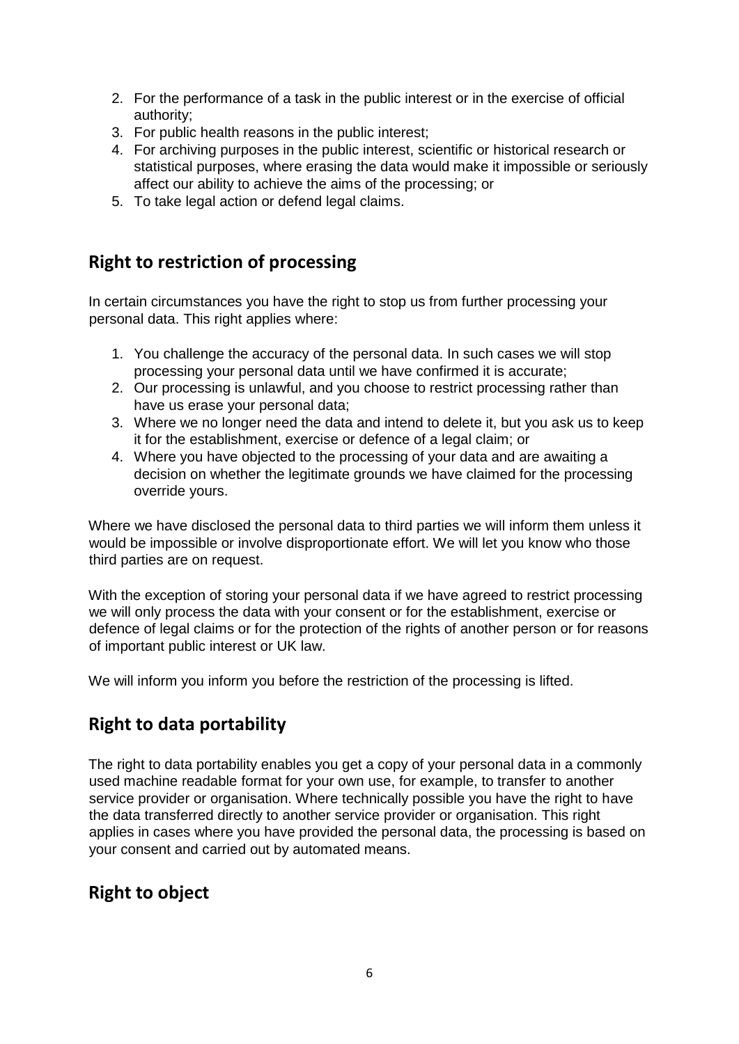2. For the performance of a task in the public interest or in the exercise of official authority;
3. For public health reasons in the public interest;
4. For archiving purposes in the public interest, scientific or historical research or statistical purposes, where erasing the data would make it impossible or seriously affect our ability to achieve the aims of the processing; or
5. To take legal action or defend legal claims.

## Right to restriction of processing

In certain circumstances you have the right to stop us from further processing your personal data. This right applies where:

1. You challenge the accuracy of the personal data. In such cases we will stop processing your personal data until we have confirmed it is accurate;
2. Our processing is unlawful, and you choose to restrict processing rather than have us erase your personal data;
3. Where we no longer need the data and intend to delete it, but you ask us to keep it for the establishment, exercise or defence of a legal claim; or
4. Where you have objected to the processing of your data and are awaiting a decision on whether the legitimate grounds we have claimed for the processing override yours.

Where we have disclosed the personal data to third parties we will inform them unless it would be impossible or involve disproportionate effort. We will let you know who those third parties are on request.

With the exception of storing your personal data if we have agreed to restrict processing we will only process the data with your consent or for the establishment, exercise or defence of legal claims or for the protection of the rights of another person or for reasons of important public interest or UK law.

We will inform you inform you before the restriction of the processing is lifted.

## Right to data portability

The right to data portability enables you get a copy of your personal data in a commonly used machine readable format for your own use, for example, to transfer to another service provider or organisation. Where technically possible you have the right to have the data transferred directly to another service provider or organisation. This right applies in cases where you have provided the personal data, the processing is based on your consent and carried out by automated means.

## Right to object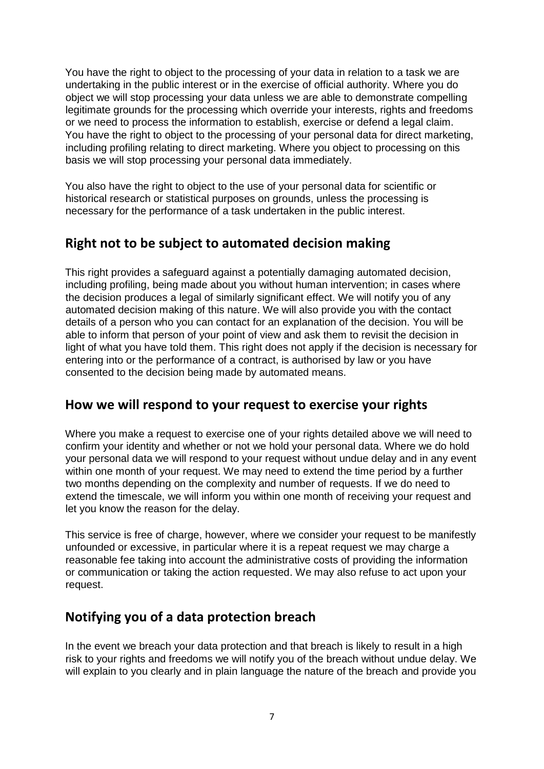You have the right to object to the processing of your data in relation to a task we are undertaking in the public interest or in the exercise of official authority. Where you do object we will stop processing your data unless we are able to demonstrate compelling legitimate grounds for the processing which override your interests, rights and freedoms or we need to process the information to establish, exercise or defend a legal claim. You have the right to object to the processing of your personal data for direct marketing, including profiling relating to direct marketing. Where you object to processing on this basis we will stop processing your personal data immediately.

You also have the right to object to the use of your personal data for scientific or historical research or statistical purposes on grounds, unless the processing is necessary for the performance of a task undertaken in the public interest.

## Right not to be subject to automated decision making

This right provides a safeguard against a potentially damaging automated decision, including profiling, being made about you without human intervention; in cases where the decision produces a legal of similarly significant effect. We will notify you of any automated decision making of this nature. We will also provide you with the contact details of a person who you can contact for an explanation of the decision. You will be able to inform that person of your point of view and ask them to revisit the decision in light of what you have told them. This right does not apply if the decision is necessary for entering into or the performance of a contract, is authorised by law or you have consented to the decision being made by automated means.

## How we will respond to your request to exercise your rights

Where you make a request to exercise one of your rights detailed above we will need to confirm your identity and whether or not we hold your personal data. Where we do hold your personal data we will respond to your request without undue delay and in any event within one month of your request. We may need to extend the time period by a further two months depending on the complexity and number of requests. If we do need to extend the timescale, we will inform you within one month of receiving your request and let you know the reason for the delay.

This service is free of charge, however, where we consider your request to be manifestly unfounded or excessive, in particular where it is a repeat request we may charge a reasonable fee taking into account the administrative costs of providing the information or communication or taking the action requested. We may also refuse to act upon your request.

## Notifying you of a data protection breach

In the event we breach your data protection and that breach is likely to result in a high risk to your rights and freedoms we will notify you of the breach without undue delay. We will explain to you clearly and in plain language the nature of the breach and provide you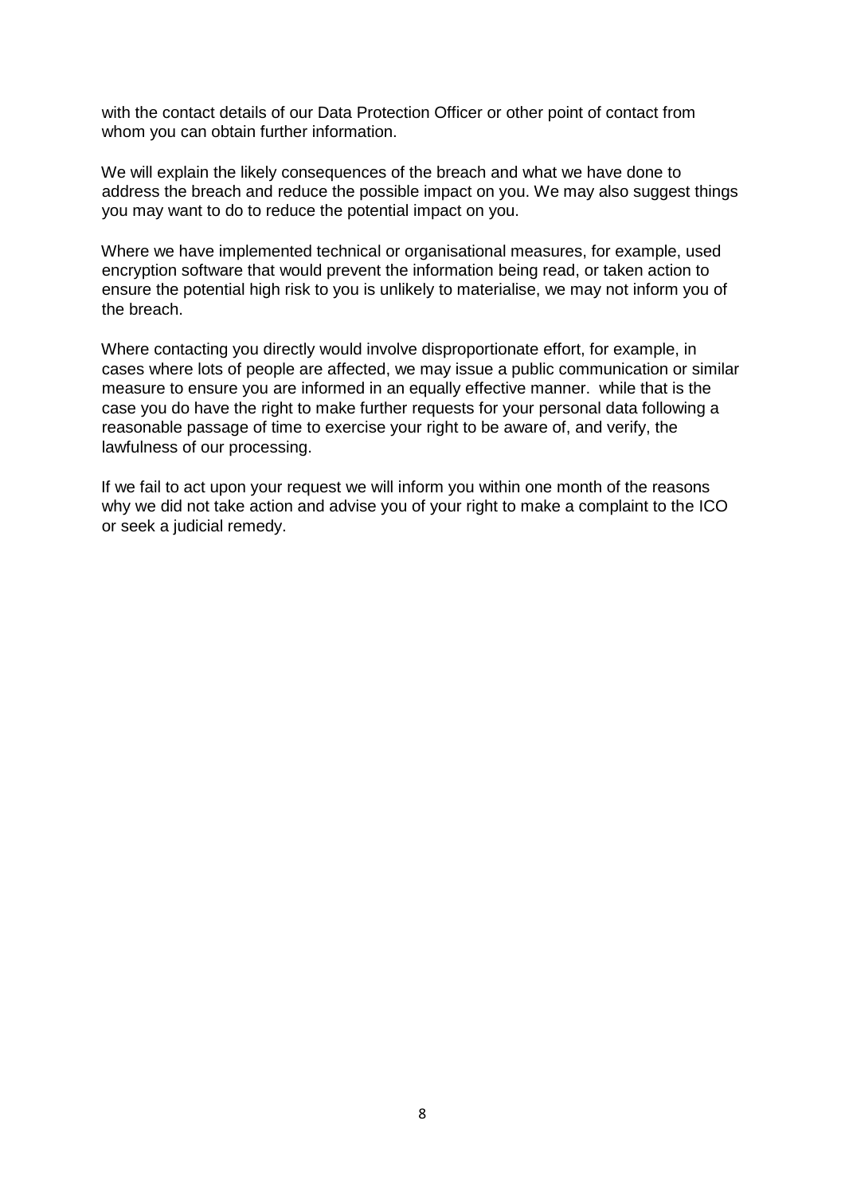with the contact details of our Data Protection Officer or other point of contact from whom you can obtain further information.

We will explain the likely consequences of the breach and what we have done to address the breach and reduce the possible impact on you. We may also suggest things you may want to do to reduce the potential impact on you.

Where we have implemented technical or organisational measures, for example, used encryption software that would prevent the information being read, or taken action to ensure the potential high risk to you is unlikely to materialise, we may not inform you of the breach.

Where contacting you directly would involve disproportionate effort, for example, in cases where lots of people are affected, we may issue a public communication or similar measure to ensure you are informed in an equally effective manner.  while that is the case you do have the right to make further requests for your personal data following a reasonable passage of time to exercise your right to be aware of, and verify, the lawfulness of our processing.

If we fail to act upon your request we will inform you within one month of the reasons why we did not take action and advise you of your right to make a complaint to the ICO or seek a judicial remedy.